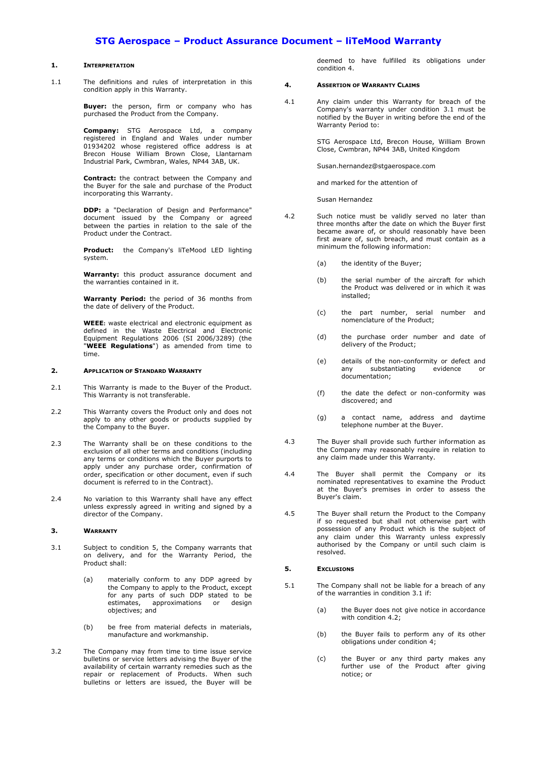# STG Aerospace – Product Assurance Document – liTeMood Warranty

## 1. Interpretation

1.1 The definitions and rules of interpretation in this condition apply in this Warranty.

**Buyer:** the person, firm or company who has purchased the Product from the Company.

**Company:** STG Aerospace Ltd, a company registered in England and Wales under number 01934202 whose registered office address is at Brecon House William Brown Close, Llantarnam Industrial Park, Cwmbran, Wales, NP44 3AB, UK.

**Contract:** the contract between the Company and the Buyer for the sale and purchase of the Product incorporating this Warranty.

**DDP:** a "Declaration of Design and Performance" document issued by the Company or agreed between the parties in relation to the sale of the Product under the Contract.

**Product:** the Company's liTeMood LED lighting system.

**Warranty:** this product assurance document and the warranties contained in it.

**Warranty Period:** the period of 36 months from the date of delivery of the Product.

**WEEE**: waste electrical and electronic equipment as defined in the Waste Electrical and Electronic Equipment Regulations 2006 (SI 2006/3289) (the "**WEEE Regulations**") as amended from time to time.

## 2. Application of Standard Warranty

2.1 This Warranty is made to the Buyer of the Product. This Warranty is not transferable.

2.2 This Warranty covers the Product only and does not apply to any other goods or products supplied by the Company to the Buyer.

2.3 The Warranty shall be on these conditions to the exclusion of all other terms and conditions (including any terms or conditions which the Buyer purports to apply under any purchase order, confirmation of order, specification or other document, even if such document is referred to in the Contract).

2.4 No variation to this Warranty shall have any effect unless expressly agreed in writing and signed by a director of the Company.

## 3. Warranty

3.1 Subject to condition 5, the Company warrants that on delivery, and for the Warranty Period, the Product shall:

(a) materially conform to any DDP agreed by the Company to apply to the Product, except for any parts of such DDP stated to be estimates, approximations or design objectives; and

(b) be free from material defects in materials, manufacture and workmanship.

3.2 The Company may from time to time issue service bulletins or service letters advising the Buyer of the availability of certain warranty remedies such as the repair or replacement of Products. When such bulletins or letters are issued, the Buyer will be deemed to have fulfilled its obligations under condition 4.

## 4. Assertion of Warranty Claims

4.1 Any claim under this Warranty for breach of the Company's warranty under condition 3.1 must be notified by the Buyer in writing before the end of the Warranty Period to:

STG Aerospace Ltd, Brecon House, William Brown Close, Cwmbran, NP44 3AB, United Kingdom

Susan.hernandez@stgaerospace.com

and marked for the attention of

Susan Hernandez

4.2 Such notice must be validly served no later than three months after the date on which the Buyer first became aware of, or should reasonably have been first aware of, such breach, and must contain as a minimum the following information:

(a) the identity of the Buyer;

(b) the serial number of the aircraft for which the Product was delivered or in which it was installed;

(c) the part number, serial number and nomenclature of the Product;

(d) the purchase order number and date of delivery of the Product;

(e) details of the non-conformity or defect and any substantiating evidence or documentation;

(f) the date the defect or non-conformity was discovered; and

(g) a contact name, address and daytime telephone number at the Buyer.

4.3 The Buyer shall provide such further information as the Company may reasonably require in relation to any claim made under this Warranty.

4.4 The Buyer shall permit the Company or its nominated representatives to examine the Product at the Buyer's premises in order to assess the Buyer's claim.

4.5 The Buyer shall return the Product to the Company if so requested but shall not otherwise part with possession of any Product which is the subject of any claim under this Warranty unless expressly authorised by the Company or until such claim is resolved.

## 5. Exclusions

5.1 The Company shall not be liable for a breach of any of the warranties in condition 3.1 if:

(a) the Buyer does not give notice in accordance with condition 4.2;

(b) the Buyer fails to perform any of its other obligations under condition 4;

(c) the Buyer or any third party makes any further use of the Product after giving notice; or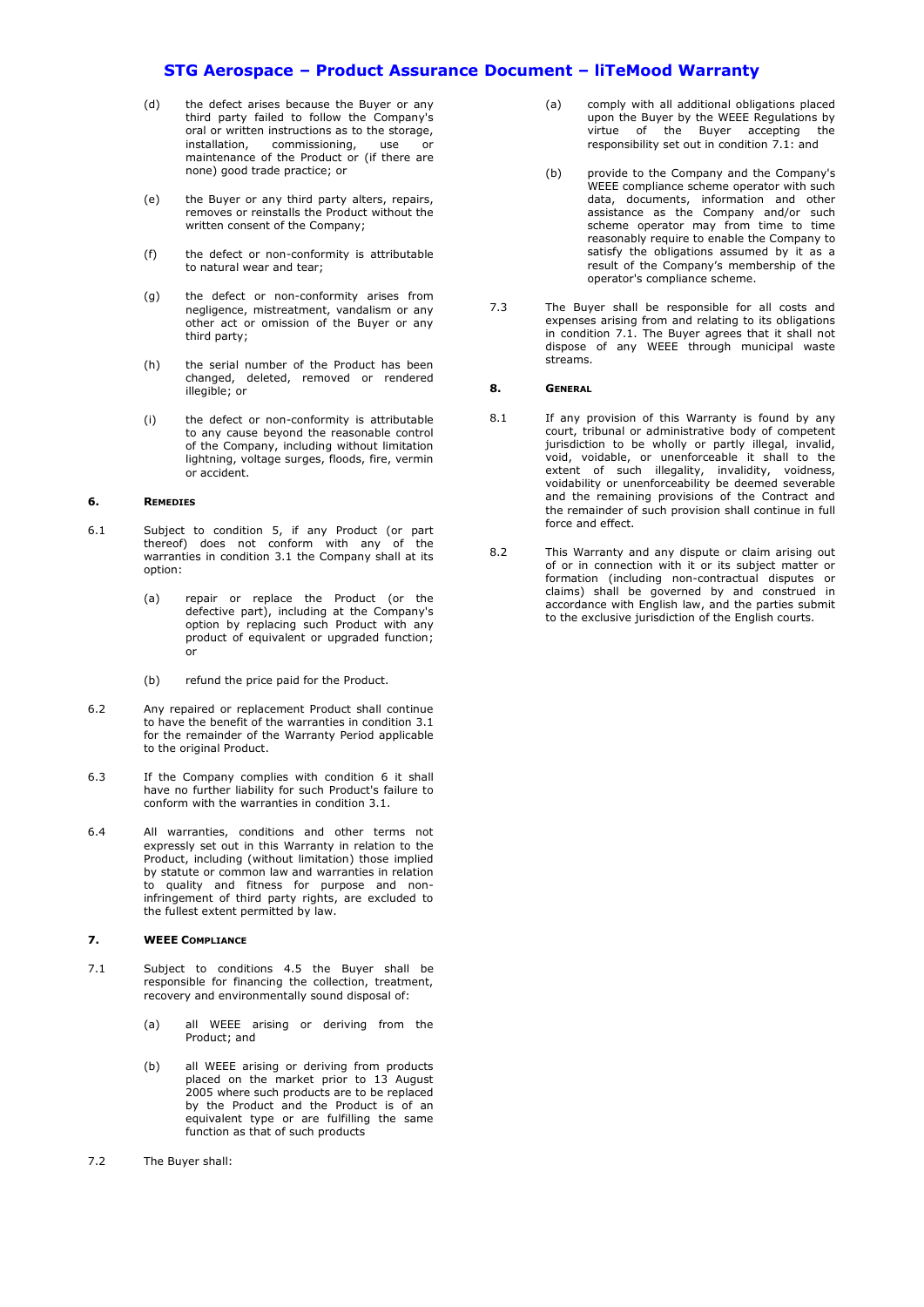(d) the defect arises because the Buyer or any third party failed to follow the Company's oral or written instructions as to the storage, installation, commissioning, use or maintenance of the Product or (if there are none) good trade practice; or

(e) the Buyer or any third party alters, repairs, removes or reinstalls the Product without the written consent of the Company;

(f) the defect or non-conformity is attributable to natural wear and tear;

(g) the defect or non-conformity arises from negligence, mistreatment, vandalism or any other act or omission of the Buyer or any third party;

(h) the serial number of the Product has been changed, deleted, removed or rendered illegible; or

(i) the defect or non-conformity is attributable to any cause beyond the reasonable control of the Company, including without limitation lightning, voltage surges, floods, fire, vermin or accident.

## 6. REMEDIES

6.1 Subject to condition 5, if any Product (or part thereof) does not conform with any of the warranties in condition 3.1 the Company shall at its option:

(a) repair or replace the Product (or the defective part), including at the Company's option by replacing such Product with any product of equivalent or upgraded function; or

(b) refund the price paid for the Product.

6.2 Any repaired or replacement Product shall continue to have the benefit of the warranties in condition 3.1 for the remainder of the Warranty Period applicable to the original Product.

6.3 If the Company complies with condition 6 it shall have no further liability for such Product's failure to conform with the warranties in condition 3.1.

6.4 All warranties, conditions and other terms not expressly set out in this Warranty in relation to the Product, including (without limitation) those implied by statute or common law and warranties in relation to quality and fitness for purpose and non-infringement of third party rights, are excluded to the fullest extent permitted by law.

## 7. WEEE COMPLIANCE

7.1 Subject to conditions 4.5 the Buyer shall be responsible for financing the collection, treatment, recovery and environmentally sound disposal of:

(a) all WEEE arising or deriving from the Product; and

(b) all WEEE arising or deriving from products placed on the market prior to 13 August 2005 where such products are to be replaced by the Product and the Product is of an equivalent type or are fulfilling the same function as that of such products

7.2 The Buyer shall:

(a) comply with all additional obligations placed upon the Buyer by the WEEE Regulations by virtue of the Buyer accepting the responsibility set out in condition 7.1: and

(b) provide to the Company and the Company's WEEE compliance scheme operator with such data, documents, information and other assistance as the Company and/or such scheme operator may from time to time reasonably require to enable the Company to satisfy the obligations assumed by it as a result of the Company's membership of the operator's compliance scheme.

7.3 The Buyer shall be responsible for all costs and expenses arising from and relating to its obligations in condition 7.1. The Buyer agrees that it shall not dispose of any WEEE through municipal waste streams.

## 8. GENERAL

8.1 If any provision of this Warranty is found by any court, tribunal or administrative body of competent jurisdiction to be wholly or partly illegal, invalid, void, voidable, or unenforceable it shall to the extent of such illegality, invalidity, voidness, voidability or unenforceability be deemed severable and the remaining provisions of the Contract and the remainder of such provision shall continue in full force and effect.

8.2 This Warranty and any dispute or claim arising out of or in connection with it or its subject matter or formation (including non-contractual disputes or claims) shall be governed by and construed in accordance with English law, and the parties submit to the exclusive jurisdiction of the English courts.